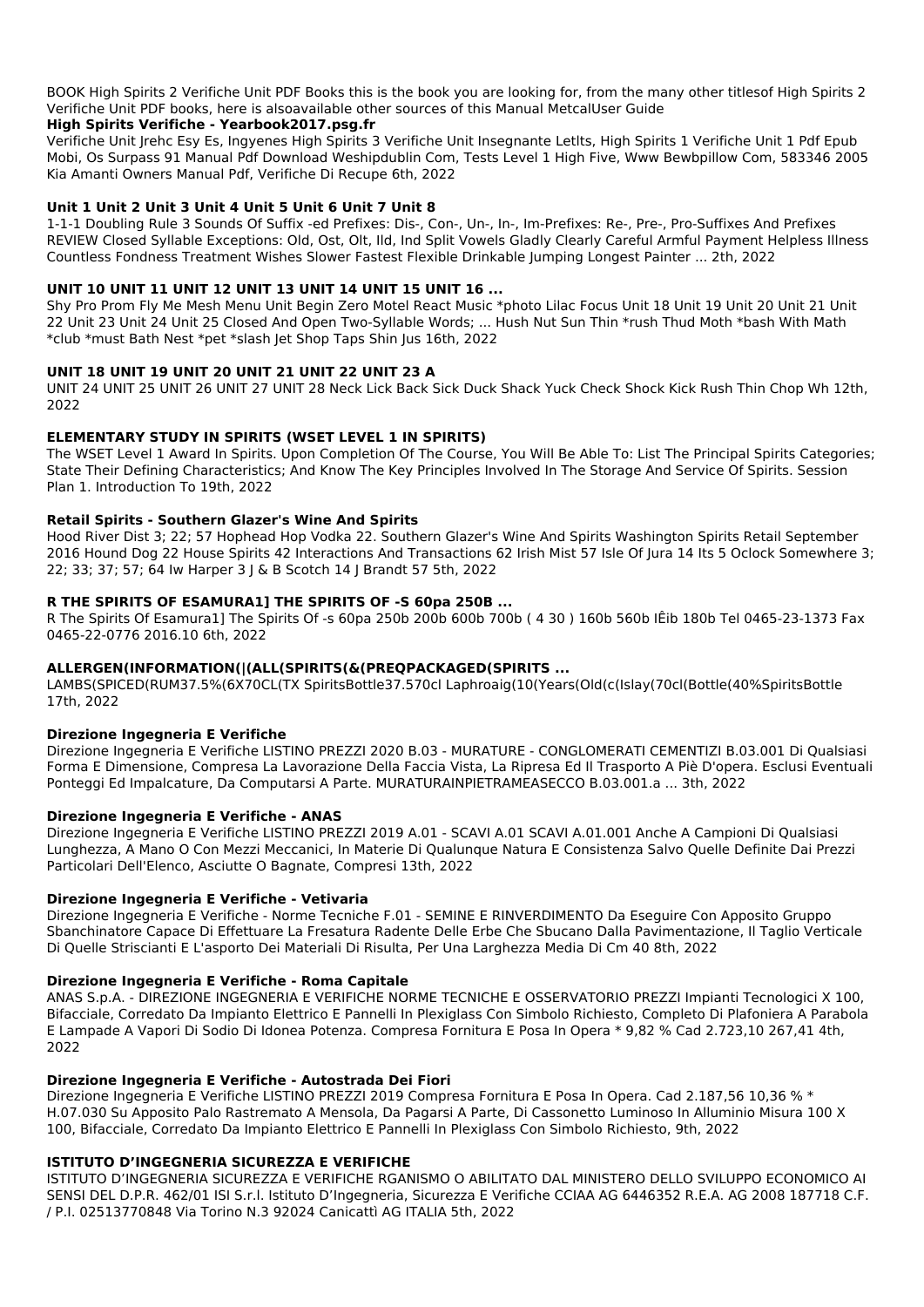BOOK High Spirits 2 Verifiche Unit PDF Books this is the book you are looking for, from the many other titlesof High Spirits 2 Verifiche Unit PDF books, here is alsoavailable other sources of this Manual MetcalUser Guide

### High Spirits Verifiche - Yearbook2017.psg.fr

Verifiche Unit Jrehc Esy Es, Ingyenes High Spirits 3 Verifiche Unit Insegnante Letlts, High Spirits 1 Verifiche Unit 1 Pdf Epub Mobi, Os Surpass 91 Manual Pdf Download Weshipdublin Com, Tests Level 1 High Five, Www Bewbpillow Com, 583346 2005 Kia Amanti Owners Manual Pdf, Verifiche Di Recupe 6th, 2022

### Unit 1 Unit 2 Unit 3 Unit 4 Unit 5 Unit 6 Unit 7 Unit 8

1-1-1 Doubling Rule 3 Sounds Of Suffix -ed Prefixes: Dis-, Con-, Un-, In-, Im-Prefixes: Re-, Pre-, Pro-Suffixes And Prefixes REVIEW Closed Syllable Exceptions: Old, Ost, Olt, Ild, Ind Split Vowels Gladly Clearly Careful Armful Payment Helpless Illness Countless Fondness Treatment Wishes Slower Fastest Flexible Drinkable Jumping Longest Painter ... 2th, 2022

### UNIT 10 UNIT 11 UNIT 12 UNIT 13 UNIT 14 UNIT 15 UNIT 16 ...

Shy Pro Prom Fly Me Mesh Menu Unit Begin Zero Motel React Music *photo Lilac Focus Unit 18 Unit 19 Unit 20 Unit 21 Unit 22 Unit 23 Unit 24 Unit 25 Closed And Open Two-Syllable Words; ... Hush Nut Sun Thin *rush Thud Moth *bash With Math *club *must Bath Nest *pet *slash Jet Shop Taps Shin Jus 16th, 2022

### UNIT 18 UNIT 19 UNIT 20 UNIT 21 UNIT 22 UNIT 23 A

UNIT 24 UNIT 25 UNIT 26 UNIT 27 UNIT 28 Neck Lick Back Sick Duck Shack Yuck Check Shock Kick Rush Thin Chop Wh 12th, 2022

### ELEMENTARY STUDY IN SPIRITS (WSET LEVEL 1 IN SPIRITS)

The WSET Level 1 Award In Spirits. Upon Completion Of The Course, You Will Be Able To: List The Principal Spirits Categories; State Their Defining Characteristics; And Know The Key Principles Involved In The Storage And Service Of Spirits. Session Plan 1. Introduction To 19th, 2022

### Retail Spirits - Southern Glazer's Wine And Spirits

Hood River Dist 3; 22; 57 Hophead Hop Vodka 22. Southern Glazer's Wine And Spirits Washington Spirits Retail September 2016 Hound Dog 22 House Spirits 42 Interactions And Transactions 62 Irish Mist 57 Isle Of Jura 14 Its 5 Oclock Somewhere 3; 22; 33; 37; 57; 64 Iw Harper 3 J & B Scotch 14 J Brandt 57 5th, 2022

### R THE SPIRITS OF ESAMURA1] THE SPIRITS OF -S 60pa 250B ...

R The Spirits Of Esamura1] The Spirits Of -s 60pa 250b 200b 600b 700b ( 4 30 ) 160b 560b IÊib 180b Tel 0465-23-1373 Fax 0465-22-0776 2016.10 6th, 2022

### ALLERGEN(INFORMATION(|(ALL(SPIRITS(&(PREQPACKAGED(SPIRITS ...

LAMBS(SPICED(RUM37.5%(6X70CL(TX SpiritsBottle37.570cl Laphroaig(10(Years(Old(c(Islay(70cl(Bottle(40%SpiritsBottle 17th, 2022

### Direzione Ingegneria E Verifiche

Direzione Ingegneria E Verifiche LISTINO PREZZI 2020 B.03 - MURATURE - CONGLOMERATI CEMENTIZI B.03.001 Di Qualsiasi Forma E Dimensione, Compresa La Lavorazione Della Faccia Vista, La Ripresa Ed Il Trasporto A Piè D'opera. Esclusi Eventuali Ponteggi Ed Impalcature, Da Computarsi A Parte. MURATURAINPIETRAMEASECCO B.03.001.a ... 3th, 2022

### Direzione Ingegneria E Verifiche - ANAS

Direzione Ingegneria E Verifiche LISTINO PREZZI 2019 A.01 - SCAVI A.01 SCAVI A.01.001 Anche A Campioni Di Qualsiasi Lunghezza, A Mano O Con Mezzi Meccanici, In Materie Di Qualunque Natura E Consistenza Salvo Quelle Definite Dai Prezzi Particolari Dell'Elenco, Asciutte O Bagnate, Compresi 13th, 2022

### Direzione Ingegneria E Verifiche - Vetivaria

Direzione Ingegneria E Verifiche - Norme Tecniche F.01 - SEMINE E RINVERDIMENTO Da Eseguire Con Apposito Gruppo Sbanchinatore Capace Di Effettuare La Fresatura Radente Delle Erbe Che Sbucano Dalla Pavimentazione, Il Taglio Verticale Di Quelle Striscianti E L'asporto Dei Materiali Di Risulta, Per Una Larghezza Media Di Cm 40 8th, 2022

### Direzione Ingegneria E Verifiche - Roma Capitale

ANAS S.p.A. - DIREZIONE INGEGNERIA E VERIFICHE NORME TECNICHE E OSSERVATORIO PREZZI Impianti Tecnologici X 100, Bifacciale, Corredato Da Impianto Elettrico E Pannelli In Plexiglass Con Simbolo Richiesto, Completo Di Plafoniera A Parabola E Lampade A Vapori Di Sodio Di Idonea Potenza. Compresa Fornitura E Posa In Opera * 9,82 % Cad 2.723,10 267,41 4th, 2022

### Direzione Ingegneria E Verifiche - Autostrada Dei Fiori

Direzione Ingegneria E Verifiche LISTINO PREZZI 2019 Compresa Fornitura E Posa In Opera. Cad 2.187,56 10,36 % * H.07.030 Su Apposito Palo Rastremato A Mensola, Da Pagarsi A Parte, Di Cassonetto Luminoso In Alluminio Misura 100 X 100, Bifacciale, Corredato Da Impianto Elettrico E Pannelli In Plexiglass Con Simbolo Richiesto, 9th, 2022

### ISTITUTO D'INGEGNERIA SICUREZZA E VERIFICHE

ISTITUTO D'INGEGNERIA SICUREZZA E VERIFICHE RGANISMO O ABILITATO DAL MINISTERO DELLO SVILUPPO ECONOMICO AI SENSI DEL D.P.R. 462/01 ISI S.r.l. Istituto D'Ingegneria, Sicurezza E Verifiche CCIAA AG 6446352 R.E.A. AG 2008 187718 C.F. / P.I. 02513770848 Via Torino N.3 92024 Canicattì AG ITALIA 5th, 2022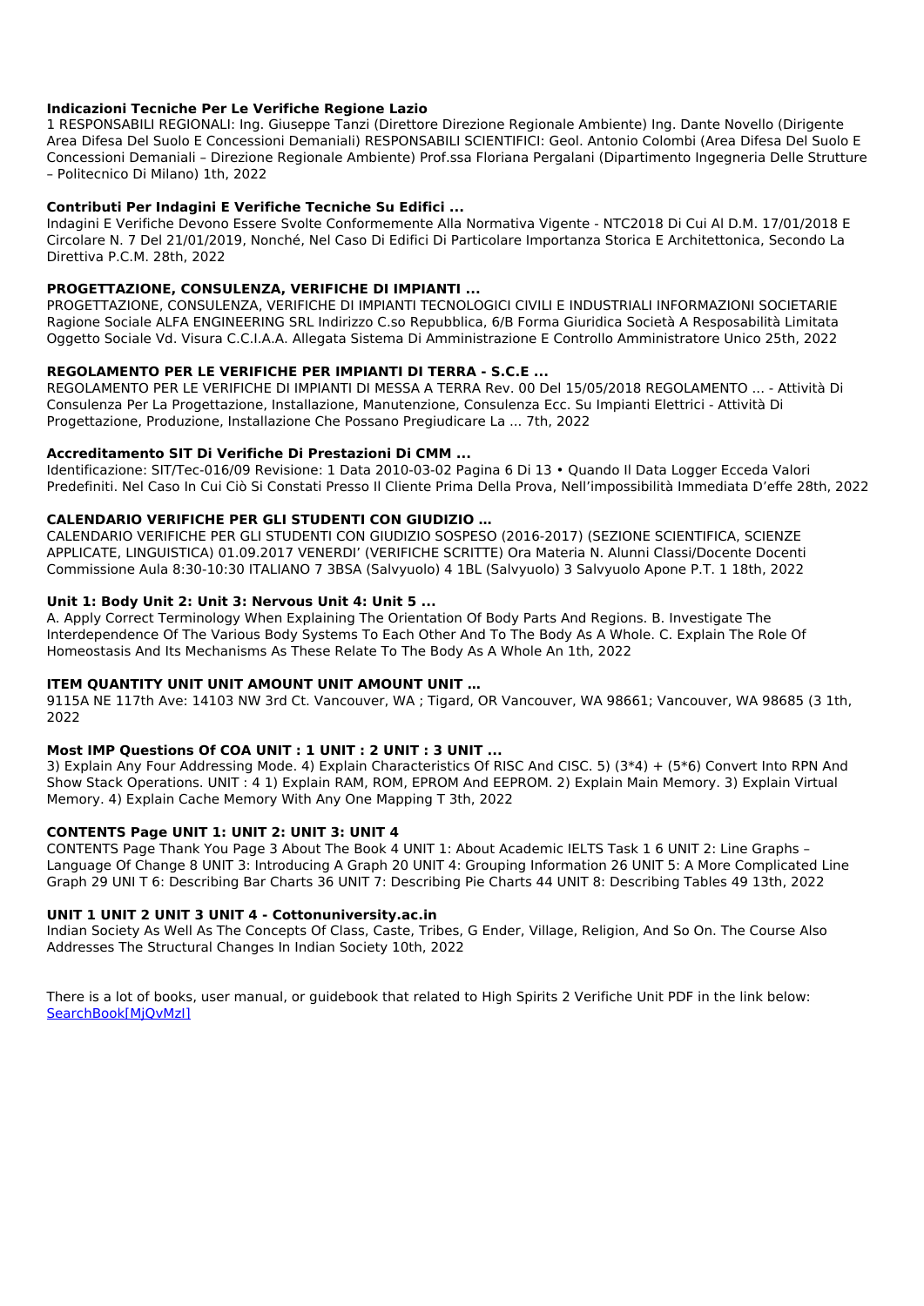**Indicazioni Tecniche Per Le Verifiche Regione Lazio**

1 RESPONSABILI REGIONALI: Ing. Giuseppe Tanzi (Direttore Direzione Regionale Ambiente) Ing. Dante Novello (Dirigente Area Difesa Del Suolo E Concessioni Demaniali) RESPONSABILI SCIENTIFICI: Geol. Antonio Colombi (Area Difesa Del Suolo E Concessioni Demaniali – Direzione Regionale Ambiente) Prof.ssa Floriana Pergalani (Dipartimento Ingegneria Delle Strutture – Politecnico Di Milano) 1th, 2022

**Contributi Per Indagini E Verifiche Tecniche Su Edifici ...**

Indagini E Verifiche Devono Essere Svolte Conformemente Alla Normativa Vigente - NTC2018 Di Cui Al D.M. 17/01/2018 E Circolare N. 7 Del 21/01/2019, Nonché, Nel Caso Di Edifici Di Particolare Importanza Storica E Architettonica, Secondo La Direttiva P.C.M. 28th, 2022

**PROGETTAZIONE, CONSULENZA, VERIFICHE DI IMPIANTI ...**

PROGETTAZIONE, CONSULENZA, VERIFICHE DI IMPIANTI TECNOLOGICI CIVILI E INDUSTRIALI INFORMAZIONI SOCIETARIE Ragione Sociale ALFA ENGINEERING SRL Indirizzo C.so Repubblica, 6/B Forma Giuridica Società A Resposabilità Limitata Oggetto Sociale Vd. Visura C.C.I.A.A. Allegata Sistema Di Amministrazione E Controllo Amministratore Unico 25th, 2022

**REGOLAMENTO PER LE VERIFICHE PER IMPIANTI DI TERRA - S.C.E ...**

REGOLAMENTO PER LE VERIFICHE DI IMPIANTI DI MESSA A TERRA Rev. 00 Del 15/05/2018 REGOLAMENTO ... - Attività Di Consulenza Per La Progettazione, Installazione, Manutenzione, Consulenza Ecc. Su Impianti Elettrici - Attività Di Progettazione, Produzione, Installazione Che Possano Pregiudicare La ... 7th, 2022

**Accreditamento SIT Di Verifiche Di Prestazioni Di CMM ...**

Identificazione: SIT/Tec-016/09 Revisione: 1 Data 2010-03-02 Pagina 6 Di 13 • Quando Il Data Logger Ecceda Valori Predefiniti. Nel Caso In Cui Ciò Si Constati Presso Il Cliente Prima Della Prova, Nell'impossibilità Immediata D'effe 28th, 2022

**CALENDARIO VERIFICHE PER GLI STUDENTI CON GIUDIZIO …**

CALENDARIO VERIFICHE PER GLI STUDENTI CON GIUDIZIO SOSPESO (2016-2017) (SEZIONE SCIENTIFICA, SCIENZE APPLICATE, LINGUISTICA) 01.09.2017 VENERDI' (VERIFICHE SCRITTE) Ora Materia N. Alunni Classi/Docente Docenti Commissione Aula 8:30-10:30 ITALIANO 7 3BSA (Salvyuolo) 4 1BL (Salvyuolo) 3 Salvyuolo Apone P.T. 1 18th, 2022

**Unit 1: Body Unit 2: Unit 3: Nervous Unit 4: Unit 5 ...**

A. Apply Correct Terminology When Explaining The Orientation Of Body Parts And Regions. B. Investigate The Interdependence Of The Various Body Systems To Each Other And To The Body As A Whole. C. Explain The Role Of Homeostasis And Its Mechanisms As These Relate To The Body As A Whole An 1th, 2022

**ITEM QUANTITY UNIT UNIT AMOUNT UNIT AMOUNT UNIT …**

9115A NE 117th Ave: 14103 NW 3rd Ct. Vancouver, WA ; Tigard, OR Vancouver, WA 98661; Vancouver, WA 98685 (3 1th, 2022

**Most IMP Questions Of COA UNIT : 1 UNIT : 2 UNIT : 3 UNIT ...**

3) Explain Any Four Addressing Mode. 4) Explain Characteristics Of RISC And CISC. 5) (3*4) + (5*6) Convert Into RPN And Show Stack Operations. UNIT : 4 1) Explain RAM, ROM, EPROM And EEPROM. 2) Explain Main Memory. 3) Explain Virtual Memory. 4) Explain Cache Memory With Any One Mapping T 3th, 2022

**CONTENTS Page UNIT 1: UNIT 2: UNIT 3: UNIT 4**

CONTENTS Page Thank You Page 3 About The Book 4 UNIT 1: About Academic IELTS Task 1 6 UNIT 2: Line Graphs – Language Of Change 8 UNIT 3: Introducing A Graph 20 UNIT 4: Grouping Information 26 UNIT 5: A More Complicated Line Graph 29 UNI T 6: Describing Bar Charts 36 UNIT 7: Describing Pie Charts 44 UNIT 8: Describing Tables 49 13th, 2022

**UNIT 1 UNIT 2 UNIT 3 UNIT 4 - Cottonuniversity.ac.in**

Indian Society As Well As The Concepts Of Class, Caste, Tribes, G Ender, Village, Religion, And So On. The Course Also Addresses The Structural Changes In Indian Society 10th, 2022

There is a lot of books, user manual, or guidebook that related to High Spirits 2 Verifiche Unit PDF in the link below:
SearchBook[MjQvMzI]